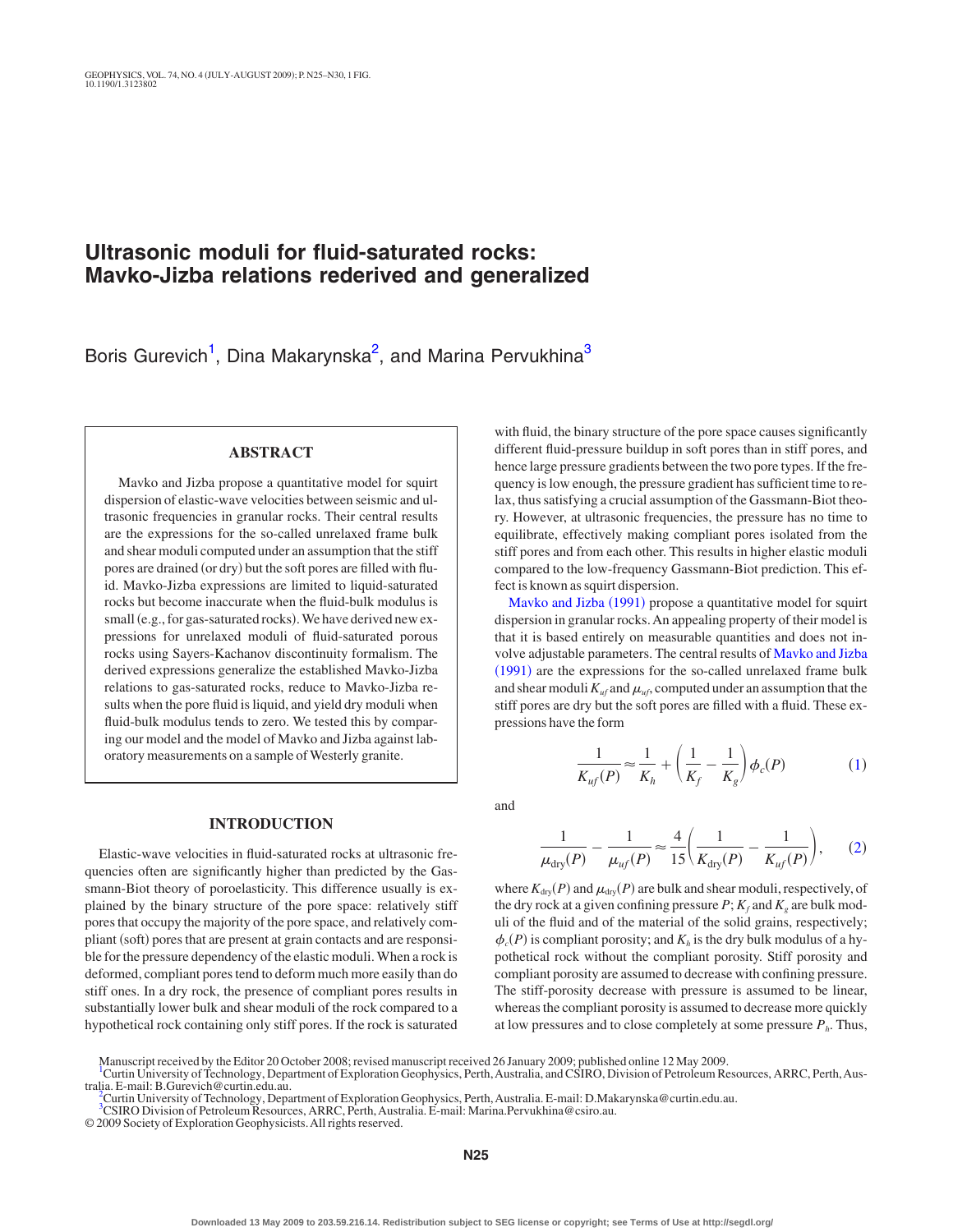# Ultrasonic moduli for fluid-saturated rocks: Mavko-Jizba relations rederived and generalized

Boris Gurevich[1], Dina Makarynska[2], and Marina Pervukhina[3]

## ABSTRACT

Mavko and Jizba propose a quantitative model for squirt dispersion of elastic-wave velocities between seismic and ultrasonic frequencies in granular rocks. Their central results are the expressions for the so-called unrelaxed frame bulk and shear moduli computed under an assumption that the stiff pores are drained (or dry) but the soft pores are filled with fluid. Mavko-Jizba expressions are limited to liquid-saturated rocks but become inaccurate when the fluid-bulk modulus is small (e.g., for gas-saturated rocks). We have derived new expressions for unrelaxed moduli of fluid-saturated porous rocks using Sayers-Kachanov discontinuity formalism. The derived expressions generalize the established Mavko-Jizba relations to gas-saturated rocks, reduce to Mavko-Jizba results when the pore fluid is liquid, and yield dry moduli when fluid-bulk modulus tends to zero. We tested this by comparing our model and the model of Mavko and Jizba against laboratory measurements on a sample of Westerly granite.

## INTRODUCTION

Elastic-wave velocities in fluid-saturated rocks at ultrasonic frequencies often are significantly higher than predicted by the Gassmann-Biot theory of poroelasticity. This difference usually is explained by the binary structure of the pore space: relatively stiff pores that occupy the majority of the pore space, and relatively compliant (soft) pores that are present at grain contacts and are responsible for the pressure dependency of the elastic moduli. When a rock is deformed, compliant pores tend to deform much more easily than do stiff ones. In a dry rock, the presence of compliant pores results in substantially lower bulk and shear moduli of the rock compared to a hypothetical rock containing only stiff pores. If the rock is saturated with fluid, the binary structure of the pore space causes significantly different fluid-pressure buildup in soft pores than in stiff pores, and hence large pressure gradients between the two pore types. If the frequency is low enough, the pressure gradient has sufficient time to relax, thus satisfying a crucial assumption of the Gassmann-Biot theory. However, at ultrasonic frequencies, the pressure has no time to equilibrate, effectively making compliant pores isolated from the stiff pores and from each other. This results in higher elastic moduli compared to the low-frequency Gassmann-Biot prediction. This effect is known as squirt dispersion.

Mavko and Jizba (1991) propose a quantitative model for squirt dispersion in granular rocks. An appealing property of their model is that it is based entirely on measurable quantities and does not involve adjustable parameters. The central results of Mavko and Jizba (1991) are the expressions for the so-called unrelaxed frame bulk and shear moduli $K_{uf}$ and $\mu_{uf}$, computed under an assumption that the stiff pores are dry but the soft pores are filled with a fluid. These expressions have the form

$$\frac{1}{K_{uf}(P)} \approx \frac{1}{K_h} + \left(\frac{1}{K_f} - \frac{1}{K_g}\right)\phi_c(P) \tag{1}$$

and

$$\frac{1}{\mu_{\mathrm{dry}}(P)} - \frac{1}{\mu_{uf}(P)} \approx \frac{4}{15}\left(\frac{1}{K_{\mathrm{dry}}(P)} - \frac{1}{K_{uf}(P)}\right), \tag{2}$$

where $K_{\mathrm{dry}}(P)$ and $\mu_{\mathrm{dry}}(P)$ are bulk and shear moduli, respectively, of the dry rock at a given confining pressure $P$; $K_f$ and $K_g$ are bulk moduli of the fluid and of the material of the solid grains, respectively; $\phi_c(P)$ is compliant porosity; and $K_h$ is the dry bulk modulus of a hypothetical rock without the compliant porosity. Stiff porosity and compliant porosity are assumed to decrease with confining pressure. The stiff-porosity decrease with pressure is assumed to be linear, whereas the compliant porosity is assumed to decrease more quickly at low pressures and to close completely at some pressure $P_h$. Thus,

Manuscript received by the Editor 20 October 2008; revised manuscript received 26 January 2009; published online 12 May 2009.

[1]Curtin University of Technology, Department of Exploration Geophysics, Perth, Australia, and CSIRO, Division of Petroleum Resources, ARRC, Perth, Australia. E-mail: B.Gurevich@curtin.edu.au.

[2]Curtin University of Technology, Department of Exploration Geophysics, Perth, Australia. E-mail: D.Makarynska@curtin.edu.au.

[3]CSIRO Division of Petroleum Resources, ARRC, Perth, Australia. E-mail: Marina.Pervukhina@csiro.au.

© 2009 Society of Exploration Geophysicists. All rights reserved.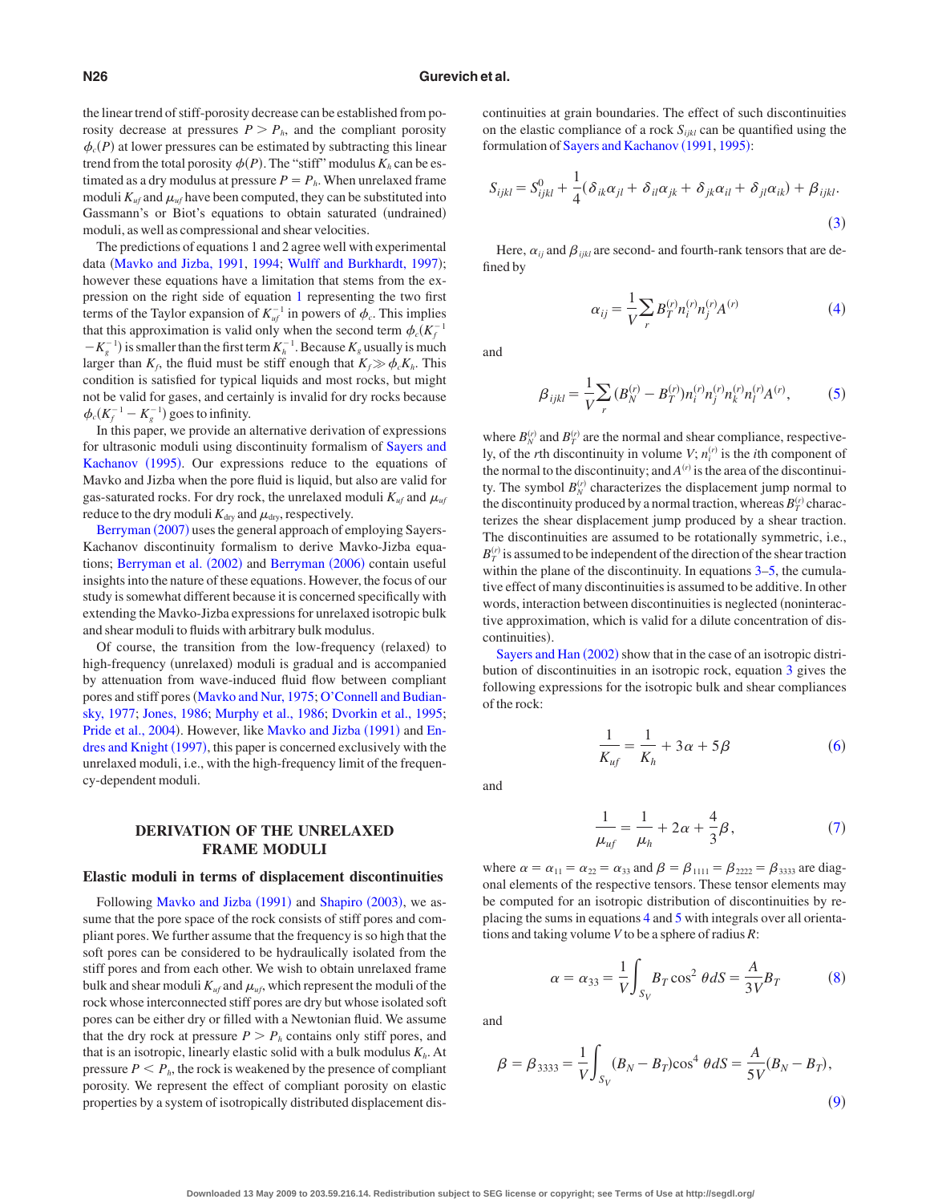the linear trend of stiff-porosity decrease can be established from porosity decrease at pressures $P > P_h$, and the compliant porosity $\phi_c(P)$ at lower pressures can be estimated by subtracting this linear trend from the total porosity $\phi(P)$. The "stiff" modulus $K_h$ can be estimated as a dry modulus at pressure $P = P_h$. When unrelaxed frame moduli $K_{uf}$ and $\mu_{uf}$ have been computed, they can be substituted into Gassmann's or Biot's equations to obtain saturated (undrained) moduli, as well as compressional and shear velocities.

The predictions of equations 1 and 2 agree well with experimental data (Mavko and Jizba, 1991, 1994; Wulff and Burkhardt, 1997); however these equations have a limitation that stems from the expression on the right side of equation 1 representing the two first terms of the Taylor expansion of $K_{uf}^{-1}$ in powers of $\phi_c$. This implies that this approximation is valid only when the second term $\phi_c(K_f^{-1} - K_g^{-1})$ is smaller than the first term $K_h^{-1}$. Because $K_g$ usually is much larger than $K_f$, the fluid must be stiff enough that $K_f \gg \phi_c K_h$. This condition is satisfied for typical liquids and most rocks, but might not be valid for gases, and certainly is invalid for dry rocks because $\phi_c(K_f^{-1} - K_g^{-1})$ goes to infinity.

In this paper, we provide an alternative derivation of expressions for ultrasonic moduli using discontinuity formalism of Sayers and Kachanov (1995). Our expressions reduce to the equations of Mavko and Jizba when the pore fluid is liquid, but also are valid for gas-saturated rocks. For dry rock, the unrelaxed moduli $K_{uf}$ and $\mu_{uf}$ reduce to the dry moduli $K_{\text{dry}}$ and $\mu_{\text{dry}}$, respectively.

Berryman (2007) uses the general approach of employing Sayers-Kachanov discontinuity formalism to derive Mavko-Jizba equations; Berryman et al. (2002) and Berryman (2006) contain useful insights into the nature of these equations. However, the focus of our study is somewhat different because it is concerned specifically with extending the Mavko-Jizba expressions for unrelaxed isotropic bulk and shear moduli to fluids with arbitrary bulk modulus.

Of course, the transition from the low-frequency (relaxed) to high-frequency (unrelaxed) moduli is gradual and is accompanied by attenuation from wave-induced fluid flow between compliant pores and stiff pores (Mavko and Nur, 1975; O'Connell and Budiansky, 1977; Jones, 1986; Murphy et al., 1986; Dvorkin et al., 1995; Pride et al., 2004). However, like Mavko and Jizba (1991) and Endres and Knight (1997), this paper is concerned exclusively with the unrelaxed moduli, i.e., with the high-frequency limit of the frequency-dependent moduli.

## DERIVATION OF THE UNRELAXED FRAME MODULI

### Elastic moduli in terms of displacement discontinuities

Following Mavko and Jizba (1991) and Shapiro (2003), we assume that the pore space of the rock consists of stiff pores and compliant pores. We further assume that the frequency is so high that the soft pores can be considered to be hydraulically isolated from the stiff pores and from each other. We wish to obtain unrelaxed frame bulk and shear moduli $K_{uf}$ and $\mu_{uf}$, which represent the moduli of the rock whose interconnected stiff pores are dry but whose isolated soft pores can be either dry or filled with a Newtonian fluid. We assume that the dry rock at pressure $P > P_h$ contains only stiff pores, and that is an isotropic, linearly elastic solid with a bulk modulus $K_h$. At pressure $P < P_h$, the rock is weakened by the presence of compliant porosity. We represent the effect of compliant porosity on elastic properties by a system of isotropically distributed displacement discontinuities at grain boundaries. The effect of such discontinuities on the elastic compliance of a rock $S_{ijkl}$ can be quantified using the formulation of Sayers and Kachanov (1991, 1995):

$$S_{ijkl} = S^0_{ijkl} + \frac{1}{4}(\delta_{ik}\alpha_{jl} + \delta_{il}\alpha_{jk} + \delta_{jk}\alpha_{il} + \delta_{jl}\alpha_{ik}) + \beta_{ijkl}. \tag{3}$$

Here, $\alpha_{ij}$ and $\beta_{ijkl}$ are second- and fourth-rank tensors that are defined by

$$\alpha_{ij} = \frac{1}{V}\sum_r B_T^{(r)} n_i^{(r)} n_j^{(r)} A^{(r)} \tag{4}$$

and

$$\beta_{ijkl} = \frac{1}{V}\sum_r (B_N^{(r)} - B_T^{(r)}) n_i^{(r)} n_j^{(r)} n_k^{(r)} n_l^{(r)} A^{(r)}, \tag{5}$$

where $B_N^{(r)}$ and $B_T^{(r)}$ are the normal and shear compliance, respectively, of the $r$th discontinuity in volume $V$; $n_i^{(r)}$ is the $i$th component of the normal to the discontinuity; and $A^{(r)}$ is the area of the discontinuity. The symbol $B_N^{(r)}$ characterizes the displacement jump normal to the discontinuity produced by a normal traction, whereas $B_T^{(r)}$ characterizes the shear displacement jump produced by a shear traction. The discontinuities are assumed to be rotationally symmetric, i.e., $B_T^{(r)}$ is assumed to be independent of the direction of the shear traction within the plane of the discontinuity. In equations 3–5, the cumulative effect of many discontinuities is assumed to be additive. In other words, interaction between discontinuities is neglected (noninteractive approximation, which is valid for a dilute concentration of discontinuities).

Sayers and Han (2002) show that in the case of an isotropic distribution of discontinuities in an isotropic rock, equation 3 gives the following expressions for the isotropic bulk and shear compliances of the rock:

$$\frac{1}{K_{uf}} = \frac{1}{K_h} + 3\alpha + 5\beta \tag{6}$$

and

$$\frac{1}{\mu_{uf}} = \frac{1}{\mu_h} + 2\alpha + \frac{4}{3}\beta, \tag{7}$$

where $\alpha = \alpha_{11} = \alpha_{22} = \alpha_{33}$ and $\beta = \beta_{1111} = \beta_{2222} = \beta_{3333}$ are diagonal elements of the respective tensors. These tensor elements may be computed for an isotropic distribution of discontinuities by replacing the sums in equations 4 and 5 with integrals over all orientations and taking volume $V$ to be a sphere of radius $R$:

$$\alpha = \alpha_{33} = \frac{1}{V}\int_{S_V} B_T \cos^2\theta \, dS = \frac{A}{3V}B_T \tag{8}$$

and

$$\beta = \beta_{3333} = \frac{1}{V}\int_{S_V} (B_N - B_T)\cos^4\theta \, dS = \frac{A}{5V}(B_N - B_T), \tag{9}$$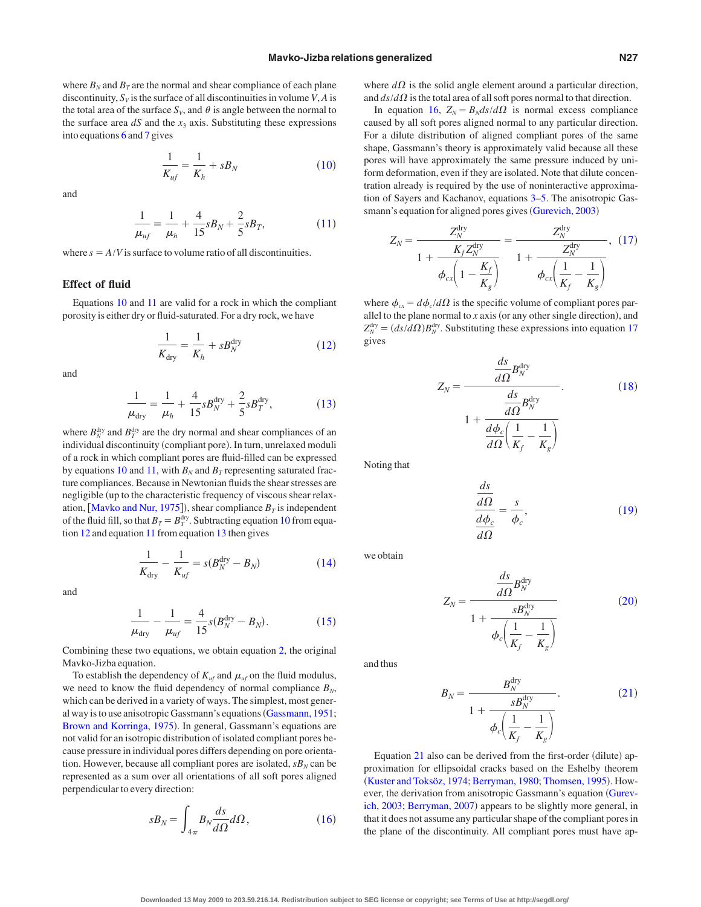where $B_N$ and $B_T$ are the normal and shear compliance of each plane discontinuity, $S_V$ is the surface of all discontinuities in volume $V$, $A$ is the total area of the surface $S_V$, and $\theta$ is angle between the normal to the surface area $dS$ and the $x_3$ axis. Substituting these expressions into equations 6 and 7 gives

$$\frac{1}{K_{uf}} = \frac{1}{K_h} + sB_N \tag{10}$$

and

$$\frac{1}{\mu_{uf}} = \frac{1}{\mu_h} + \frac{4}{15}sB_N + \frac{2}{5}sB_T, \tag{11}$$

where $s = A/V$ is surface to volume ratio of all discontinuities.

### Effect of fluid

Equations 10 and 11 are valid for a rock in which the compliant porosity is either dry or fluid-saturated. For a dry rock, we have

$$\frac{1}{K_{\text{dry}}} = \frac{1}{K_h} + sB_N^{\text{dry}} \tag{12}$$

and

$$\frac{1}{\mu_{\text{dry}}} = \frac{1}{\mu_h} + \frac{4}{15}sB_N^{\text{dry}} + \frac{2}{5}sB_T^{\text{dry}}, \tag{13}$$

where $B_N^{\text{dry}}$ and $B_T^{\text{dry}}$ are the dry normal and shear compliances of an individual discontinuity (compliant pore). In turn, unrelaxed moduli of a rock in which compliant pores are fluid-filled can be expressed by equations 10 and 11, with $B_N$ and $B_T$ representing saturated fracture compliances. Because in Newtonian fluids the shear stresses are negligible (up to the characteristic frequency of viscous shear relaxation, [Mavko and Nur, 1975]), shear compliance $B_T$ is independent of the fluid fill, so that $B_T = B_T^{\text{dry}}$. Subtracting equation 10 from equation 12 and equation 11 from equation 13 then gives

$$\frac{1}{K_{\text{dry}}} - \frac{1}{K_{uf}} = s(B_N^{\text{dry}} - B_N) \tag{14}$$

and

$$\frac{1}{\mu_{\text{dry}}} - \frac{1}{\mu_{uf}} = \frac{4}{15}s(B_N^{\text{dry}} - B_N). \tag{15}$$

Combining these two equations, we obtain equation 2, the original Mavko-Jizba equation.

To establish the dependency of $K_{uf}$ and $\mu_{uf}$ on the fluid modulus, we need to know the fluid dependency of normal compliance $B_N$, which can be derived in a variety of ways. The simplest, most general way is to use anisotropic Gassmann's equations (Gassmann, 1951; Brown and Korringa, 1975). In general, Gassmann's equations are not valid for an isotropic distribution of isolated compliant pores because pressure in individual pores differs depending on pore orientation. However, because all compliant pores are isolated, $sB_N$ can be represented as a sum over all orientations of all soft pores aligned perpendicular to every direction:

$$sB_N = \int_{4\pi} B_N \frac{ds}{d\Omega} d\Omega, \tag{16}$$

where $d\Omega$ is the solid angle element around a particular direction, and $ds/d\Omega$ is the total area of all soft pores normal to that direction.

In equation 16, $Z_N = B_N ds/d\Omega$ is normal excess compliance caused by all soft pores aligned normal to any particular direction. For a dilute distribution of aligned compliant pores of the same shape, Gassmann's theory is approximately valid because all these pores will have approximately the same pressure induced by uniform deformation, even if they are isolated. Note that dilute concentration already is required by the use of noninteractive approximation of Sayers and Kachanov, equations 3–5. The anisotropic Gassmann's equation for aligned pores gives (Gurevich, 2003)

$$Z_N = \frac{Z_N^{\text{dry}}}{1 + \dfrac{K_f Z_N^{\text{dry}}}{\phi_{cx}\left(1 - \dfrac{K_f}{K_g}\right)}} = \frac{Z_N^{\text{dry}}}{1 + \dfrac{Z_N^{\text{dry}}}{\phi_{cx}\left(\dfrac{1}{K_f} - \dfrac{1}{K_g}\right)}}, \tag{17}$$

where $\phi_{cx} = d\phi_c/d\Omega$ is the specific volume of compliant pores parallel to the plane normal to $x$ axis (or any other single direction), and $Z_N^{\text{dry}} = (ds/d\Omega)B_N^{\text{dry}}$. Substituting these expressions into equation 17 gives

$$Z_N = \frac{\dfrac{ds}{d\Omega}B_N^{\text{dry}}}{1 + \dfrac{\dfrac{ds}{d\Omega}B_N^{\text{dry}}}{\dfrac{d\phi_c}{d\Omega}\left(\dfrac{1}{K_f} - \dfrac{1}{K_g}\right)}}. \tag{18}$$

Noting that

$$\frac{\dfrac{ds}{d\Omega}}{\dfrac{d\phi_c}{d\Omega}} = \frac{s}{\phi_c}, \tag{19}$$

we obtain

$$Z_N = \frac{\dfrac{ds}{d\Omega}B_N^{\text{dry}}}{1 + \dfrac{sB_N^{\text{dry}}}{\phi_c\left(\dfrac{1}{K_f} - \dfrac{1}{K_g}\right)}} \tag{20}$$

and thus

$$B_N = \frac{B_N^{\text{dry}}}{1 + \dfrac{sB_N^{\text{dry}}}{\phi_c\left(\dfrac{1}{K_f} - \dfrac{1}{K_g}\right)}}. \tag{21}$$

Equation 21 also can be derived from the first-order (dilute) approximation for ellipsoidal cracks based on the Eshelby theorem (Kuster and Toksöz, 1974; Berryman, 1980; Thomsen, 1995). However, the derivation from anisotropic Gassmann's equation (Gurevich, 2003; Berryman, 2007) appears to be slightly more general, in that it does not assume any particular shape of the compliant pores in the plane of the discontinuity. All compliant pores must have ap-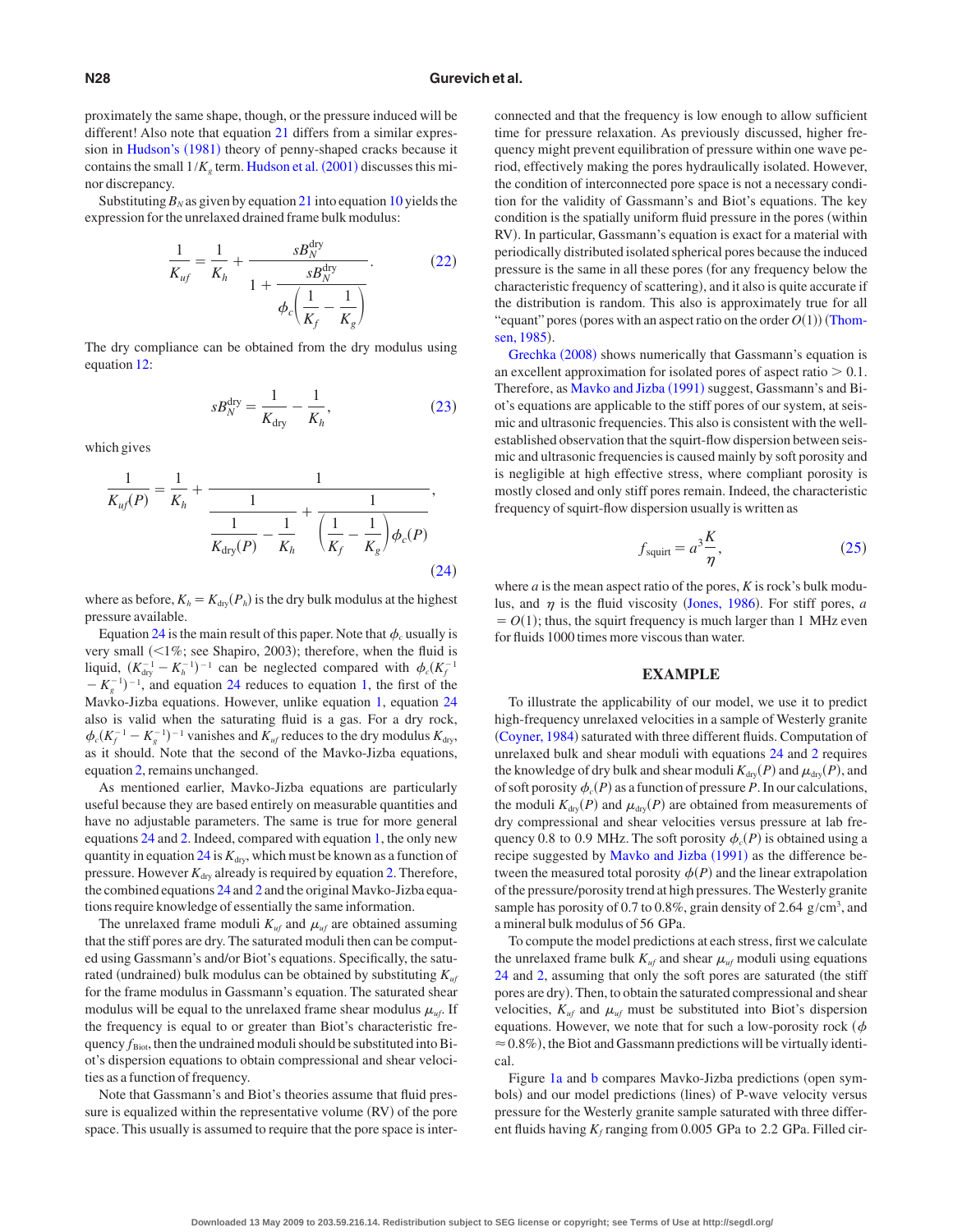proximately the same shape, though, or the pressure induced will be different! Also note that equation 21 differs from a similar expression in Hudson's (1981) theory of penny-shaped cracks because it contains the small $1/K_g$ term. Hudson et al. (2001) discusses this minor discrepancy.

Substituting $B_N$ as given by equation 21 into equation 10 yields the expression for the unrelaxed drained frame bulk modulus:

$$\frac{1}{K_{uf}} = \frac{1}{K_h} + \frac{sB_N^{\text{dry}}}{1 + \dfrac{sB_N^{\text{dry}}}{\phi_c\left(\dfrac{1}{K_f} - \dfrac{1}{K_g}\right)}}. \tag{22}$$

The dry compliance can be obtained from the dry modulus using equation 12:

$$sB_N^{\text{dry}} = \frac{1}{K_{\text{dry}}} - \frac{1}{K_h}, \tag{23}$$

which gives

$$\frac{1}{K_{uf}(P)} = \frac{1}{K_h} + \frac{1}{\dfrac{1}{\dfrac{1}{K_{\text{dry}}(P)} - \dfrac{1}{K_h}} + \dfrac{1}{\left(\dfrac{1}{K_f} - \dfrac{1}{K_g}\right)\phi_c(P)}}, \tag{24}$$

where as before, $K_h = K_{\text{dry}}(P_h)$ is the dry bulk modulus at the highest pressure available.

Equation 24 is the main result of this paper. Note that $\phi_c$ usually is very small (<1%; see Shapiro, 2003); therefore, when the fluid is liquid, $(K_{\text{dry}}^{-1} - K_h^{-1})^{-1}$ can be neglected compared with $\phi_c(K_f^{-1} - K_g^{-1})^{-1}$, and equation 24 reduces to equation 1, the first of the Mavko-Jizba equations. However, unlike equation 1, equation 24 also is valid when the saturating fluid is a gas. For a dry rock, $\phi_c(K_f^{-1} - K_g^{-1})^{-1}$ vanishes and $K_{uf}$ reduces to the dry modulus $K_{\text{dry}}$, as it should. Note that the second of the Mavko-Jizba equations, equation 2, remains unchanged.

As mentioned earlier, Mavko-Jizba equations are particularly useful because they are based entirely on measurable quantities and have no adjustable parameters. The same is true for more general equations 24 and 2. Indeed, compared with equation 1, the only new quantity in equation 24 is $K_{\text{dry}}$, which must be known as a function of pressure. However $K_{\text{dry}}$ already is required by equation 2. Therefore, the combined equations 24 and 2 and the original Mavko-Jizba equations require knowledge of essentially the same information.

The unrelaxed frame moduli $K_{uf}$ and $\mu_{uf}$ are obtained assuming that the stiff pores are dry. The saturated moduli then can be computed using Gassmann's and/or Biot's equations. Specifically, the saturated (undrained) bulk modulus can be obtained by substituting $K_{uf}$ for the frame modulus in Gassmann's equation. The saturated shear modulus will be equal to the unrelaxed frame shear modulus $\mu_{uf}$. If the frequency is equal to or greater than Biot's characteristic frequency $f_{\text{Biot}}$, then the undrained moduli should be substituted into Biot's dispersion equations to obtain compressional and shear velocities as a function of frequency.

Note that Gassmann's and Biot's theories assume that fluid pressure is equalized within the representative volume (RV) of the pore space. This usually is assumed to require that the pore space is interconnected and that the frequency is low enough to allow sufficient time for pressure relaxation. As previously discussed, higher frequency might prevent equilibration of pressure within one wave period, effectively making the pores hydraulically isolated. However, the condition of interconnected pore space is not a necessary condition for the validity of Gassmann's and Biot's equations. The key condition is the spatially uniform fluid pressure in the pores (within RV). In particular, Gassmann's equation is exact for a material with periodically distributed isolated spherical pores because the induced pressure is the same in all these pores (for any frequency below the characteristic frequency of scattering), and it also is quite accurate if the distribution is random. This also is approximately true for all "equant" pores (pores with an aspect ratio on the order $O(1)$) (Thomsen, 1985).

Grechka (2008) shows numerically that Gassmann's equation is an excellent approximation for isolated pores of aspect ratio > 0.1. Therefore, as Mavko and Jizba (1991) suggest, Gassmann's and Biot's equations are applicable to the stiff pores of our system, at seismic and ultrasonic frequencies. This also is consistent with the well-established observation that the squirt-flow dispersion between seismic and ultrasonic frequencies is caused mainly by soft porosity and is negligible at high effective stress, where compliant porosity is mostly closed and only stiff pores remain. Indeed, the characteristic frequency of squirt-flow dispersion usually is written as

$$f_{\text{squirt}} = a^3\frac{K}{\eta}, \tag{25}$$

where $a$ is the mean aspect ratio of the pores, $K$ is rock's bulk modulus, and $\eta$ is the fluid viscosity (Jones, 1986). For stiff pores, $a = O(1)$; thus, the squirt frequency is much larger than 1 MHz even for fluids 1000 times more viscous than water.

## EXAMPLE

To illustrate the applicability of our model, we use it to predict high-frequency unrelaxed velocities in a sample of Westerly granite (Coyner, 1984) saturated with three different fluids. Computation of unrelaxed bulk and shear moduli with equations 24 and 2 requires the knowledge of dry bulk and shear moduli $K_{\text{dry}}(P)$ and $\mu_{\text{dry}}(P)$, and of soft porosity $\phi_c(P)$ as a function of pressure $P$. In our calculations, the moduli $K_{\text{dry}}(P)$ and $\mu_{\text{dry}}(P)$ are obtained from measurements of dry compressional and shear velocities versus pressure at lab frequency 0.8 to 0.9 MHz. The soft porosity $\phi_c(P)$ is obtained using a recipe suggested by Mavko and Jizba (1991) as the difference between the measured total porosity $\phi(P)$ and the linear extrapolation of the pressure/porosity trend at high pressures. The Westerly granite sample has porosity of 0.7 to 0.8%, grain density of 2.64 $\text{g/cm}^3$, and a mineral bulk modulus of 56 GPa.

To compute the model predictions at each stress, first we calculate the unrelaxed frame bulk $K_{uf}$ and shear $\mu_{uf}$ moduli using equations 24 and 2, assuming that only the soft pores are saturated (the stiff pores are dry). Then, to obtain the saturated compressional and shear velocities, $K_{uf}$ and $\mu_{uf}$ must be substituted into Biot's dispersion equations. However, we note that for such a low-porosity rock ($\phi \approx 0.8\%$), the Biot and Gassmann predictions will be virtually identical.

Figure 1a and b compares Mavko-Jizba predictions (open symbols) and our model predictions (lines) of P-wave velocity versus pressure for the Westerly granite sample saturated with three different fluids having $K_f$ ranging from 0.005 GPa to 2.2 GPa. Filled cir-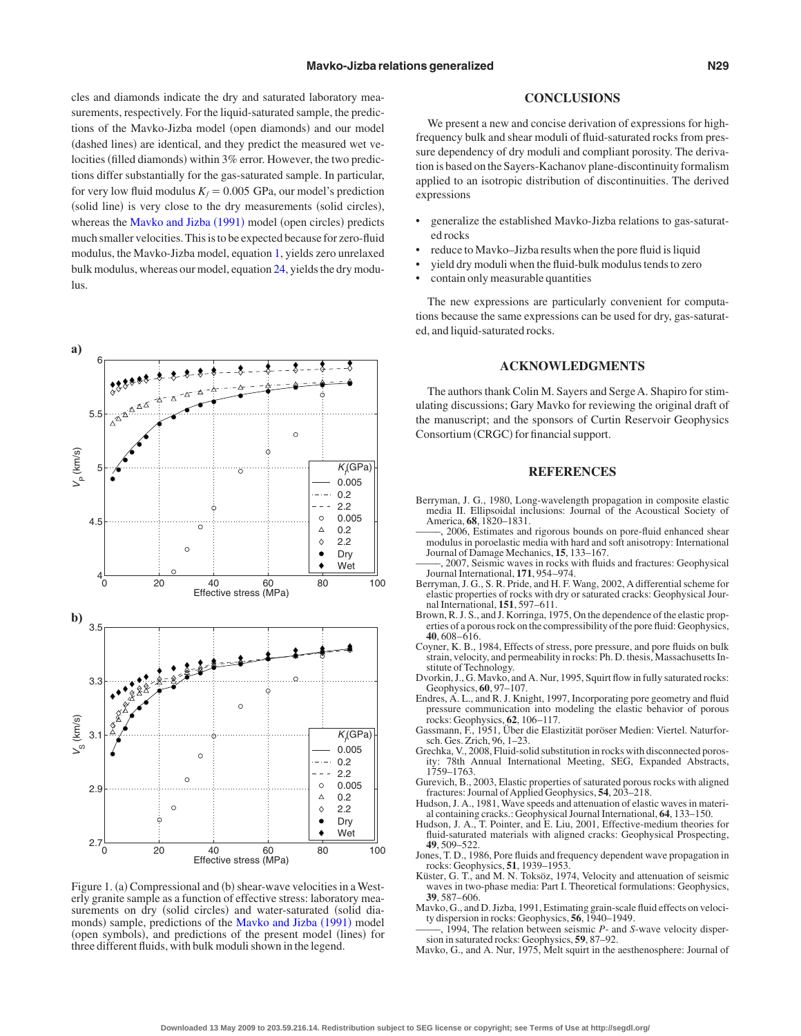cles and diamonds indicate the dry and saturated laboratory measurements, respectively. For the liquid-saturated sample, the predictions of the Mavko-Jizba model (open diamonds) and our model (dashed lines) are identical, and they predict the measured wet velocities (filled diamonds) within 3% error. However, the two predictions differ substantially for the gas-saturated sample. In particular, for very low fluid modulus $K_f = 0.005$ GPa, our model's prediction (solid line) is very close to the dry measurements (solid circles), whereas the Mavko and Jizba (1991) model (open circles) predicts much smaller velocities. This is to be expected because for zero-fluid modulus, the Mavko-Jizba model, equation 1, yields zero unrelaxed bulk modulus, whereas our model, equation 24, yields the dry modulus.

Figure 1. (a) Compressional and (b) shear-wave velocities in a Westerly granite sample as a function of effective stress: laboratory measurements on dry (solid circles) and water-saturated (solid diamonds) sample, predictions of the Mavko and Jizba (1991) model (open symbols), and predictions of the present model (lines) for three different fluids, with bulk moduli shown in the legend.

## CONCLUSIONS

We present a new and concise derivation of expressions for high-frequency bulk and shear moduli of fluid-saturated rocks from pressure dependency of dry moduli and compliant porosity. The derivation is based on the Sayers-Kachanov plane-discontinuity formalism applied to an isotropic distribution of discontinuities. The derived expressions

- generalize the established Mavko-Jizba relations to gas-saturated rocks
- reduce to Mavko–Jizba results when the pore fluid is liquid
- yield dry moduli when the fluid-bulk modulus tends to zero
- contain only measurable quantities

The new expressions are particularly convenient for computations because the same expressions can be used for dry, gas-saturated, and liquid-saturated rocks.

## ACKNOWLEDGMENTS

The authors thank Colin M. Sayers and Serge A. Shapiro for stimulating discussions; Gary Mavko for reviewing the original draft of the manuscript; and the sponsors of Curtin Reservoir Geophysics Consortium (CRGC) for financial support.

## REFERENCES

Berryman, J. G., 1980, Long-wavelength propagation in composite elastic media II. Ellipsoidal inclusions: Journal of the Acoustical Society of America, **68**, 1820–1831.

——, 2006, Estimates and rigorous bounds on pore-fluid enhanced shear modulus in poroelastic media with hard and soft anisotropy: International Journal of Damage Mechanics, **15**, 133–167.

——, 2007, Seismic waves in rocks with fluids and fractures: Geophysical Journal International, **171**, 954–974.

Berryman, J. G., S. R. Pride, and H. F. Wang, 2002, A differential scheme for elastic properties of rocks with dry or saturated cracks: Geophysical Journal International, **151**, 597–611.

Brown, R. J. S., and J. Korringa, 1975, On the dependence of the elastic properties of a porous rock on the compressibility of the pore fluid: Geophysics, **40**, 608–616.

Coyner, K. B., 1984, Effects of stress, pore pressure, and pore fluids on bulk strain, velocity, and permeability in rocks: Ph. D. thesis, Massachusetts Institute of Technology.

Dvorkin, J., G. Mavko, and A. Nur, 1995, Squirt flow in fully saturated rocks: Geophysics, **60**, 97–107.

Endres, A. L., and R. J. Knight, 1997, Incorporating pore geometry and fluid pressure communication into modeling the elastic behavior of porous rocks: Geophysics, **62**, 106–117.

Gassmann, F., 1951, Über die Elastizität poröser Medien: Viertel. Naturforsch. Ges. Zrich, 96, 1–23.

Grechka, V., 2008, Fluid-solid substitution in rocks with disconnected porosity: 78th Annual International Meeting, SEG, Expanded Abstracts, 1759–1763.

Gurevich, B., 2003, Elastic properties of saturated porous rocks with aligned fractures: Journal of Applied Geophysics, **54**, 203–218.

Hudson, J. A., 1981, Wave speeds and attenuation of elastic waves in material containing cracks.: Geophysical Journal International, **64**, 133–150.

Hudson, J. A., T. Pointer, and E. Liu, 2001, Effective-medium theories for fluid-saturated materials with aligned cracks: Geophysical Prospecting, **49**, 509–522.

Jones, T. D., 1986, Pore fluids and frequency dependent wave propagation in rocks: Geophysics, **51**, 1939–1953.

Küster, G. T., and M. N. Toksöz, 1974, Velocity and attenuation of seismic waves in two-phase media: Part I. Theoretical formulations: Geophysics, **39**, 587–606.

Mavko, G., and D. Jizba, 1991, Estimating grain-scale fluid effects on velocity dispersion in rocks: Geophysics, **56**, 1940–1949.

——, 1994, The relation between seismic *P*- and *S*-wave velocity dispersion in saturated rocks: Geophysics, **59**, 87–92.

Mavko, G., and A. Nur, 1975, Melt squirt in the aesthenosphere: Journal of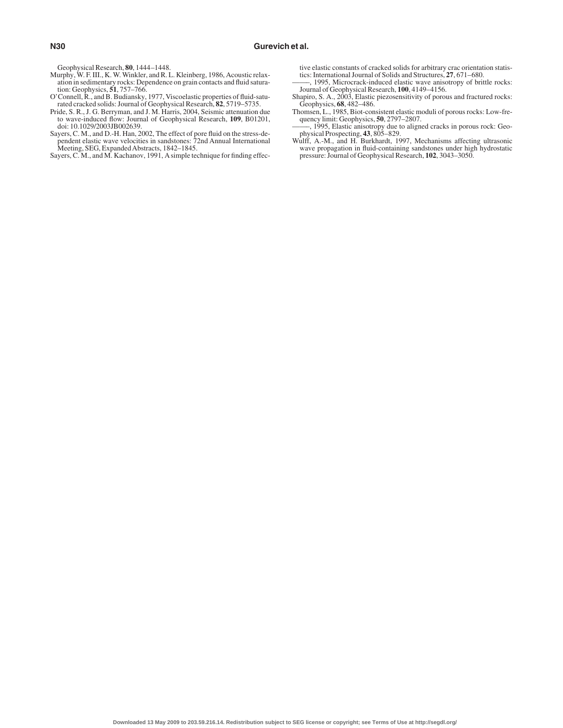Geophysical Research, **80**, 1444–1448.

Murphy, W. F. III., K. W. Winkler, and R. L. Kleinberg, 1986, Acoustic relaxation in sedimentary rocks: Dependence on grain contacts and fluid saturation: Geophysics, **51**, 757–766.

O'Connell, R., and B. Budiansky, 1977, Viscoelastic properties of fluid-saturated cracked solids: Journal of Geophysical Research, **82**, 5719–5735.

Pride, S. R., J. G. Berryman, and J. M. Harris, 2004, Seismic attenuation due to wave-induced flow: Journal of Geophysical Research, **109**, B01201, doi: 10.1029/2003JB002639.

Sayers, C. M., and D.-H. Han, 2002, The effect of pore fluid on the stress-dependent elastic wave velocities in sandstones: 72nd Annual International Meeting, SEG, Expanded Abstracts, 1842–1845.

Sayers, C. M., and M. Kachanov, 1991, A simple technique for finding effective elastic constants of cracked solids for arbitrary crac orientation statistics: International Journal of Solids and Structures, **27**, 671–680.

——, 1995, Microcrack-induced elastic wave anisotropy of brittle rocks: Journal of Geophysical Research, **100**, 4149–4156.

Shapiro, S. A., 2003, Elastic piezosensitivity of porous and fractured rocks: Geophysics, **68**, 482–486.

Thomsen, L., 1985, Biot-consistent elastic moduli of porous rocks: Low-frequency limit: Geophysics, **50**, 2797–2807.

——, 1995, Elastic anisotropy due to aligned cracks in porous rock: Geophysical Prospecting, **43**, 805–829.

Wulff, A.-M., and H. Burkhardt, 1997, Mechanisms affecting ultrasonic wave propagation in fluid-containing sandstones under high hydrostatic pressure: Journal of Geophysical Research, **102**, 3043–3050.